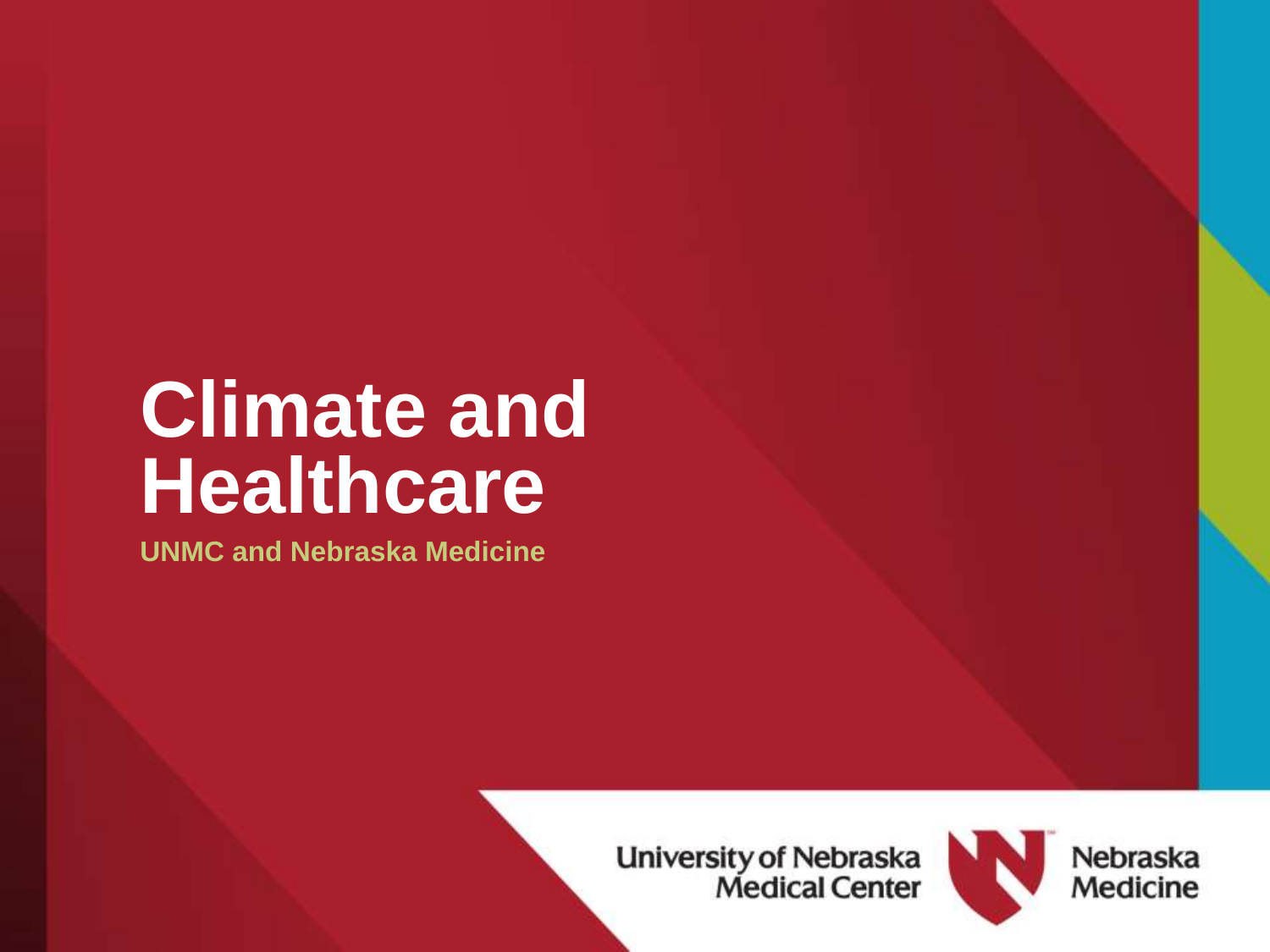# Climate and Healthcare

**UNMC and Nebraska Medicine**

University of Nebraska Medical Center

Nebraska Medicine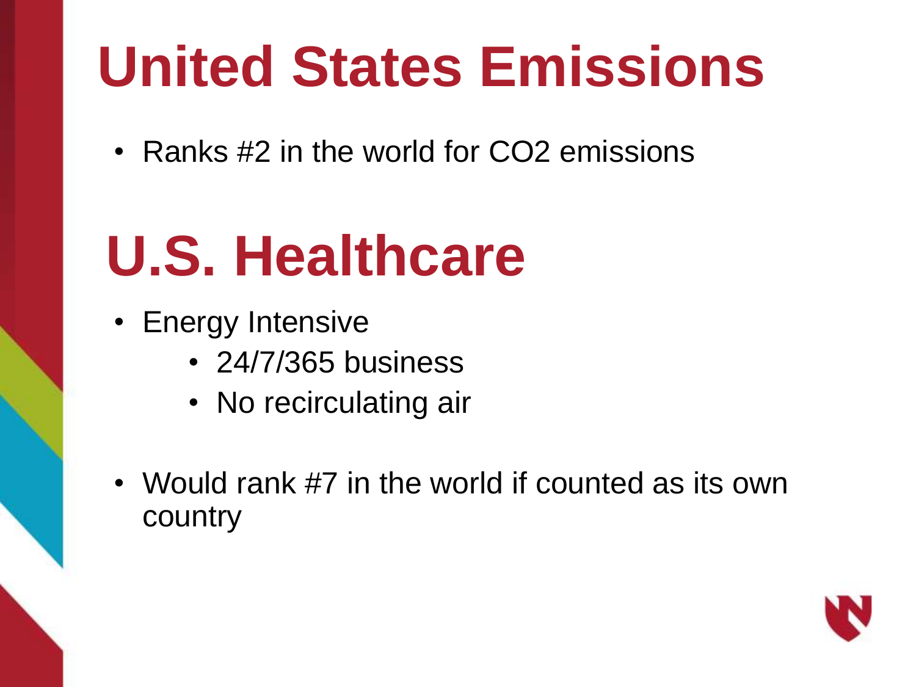# United States Emissions

- Ranks #2 in the world for $CO_2$ emissions

# U.S. Healthcare

- Energy Intensive
  - 24/7/365 business
  - No recirculating air
- Would rank #7 in the world if counted as its own country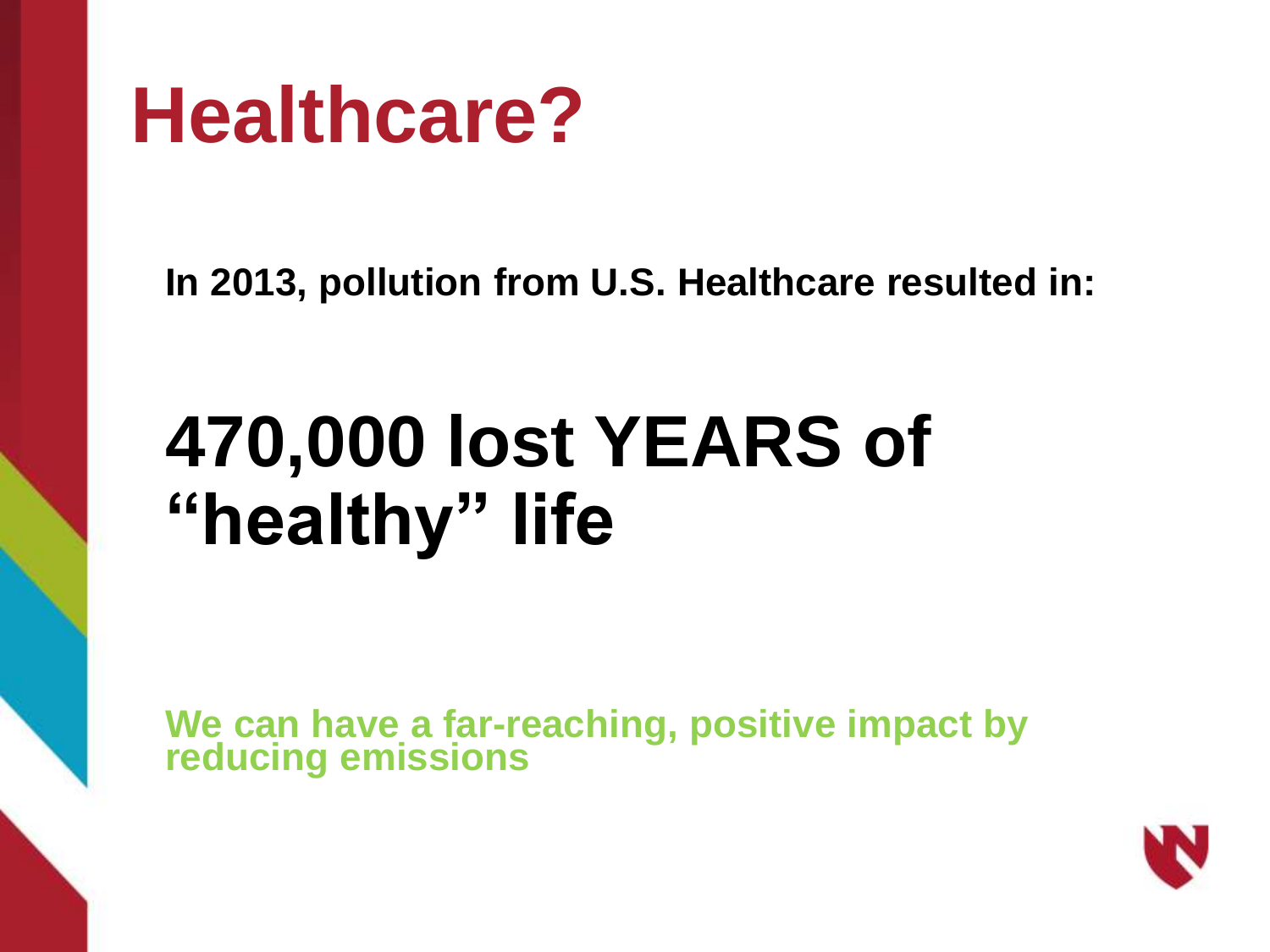# Healthcare?

**In 2013, pollution from U.S. Healthcare resulted in:**

## 470,000 lost YEARS of "healthy" life

**We can have a far-reaching, positive impact by reducing emissions**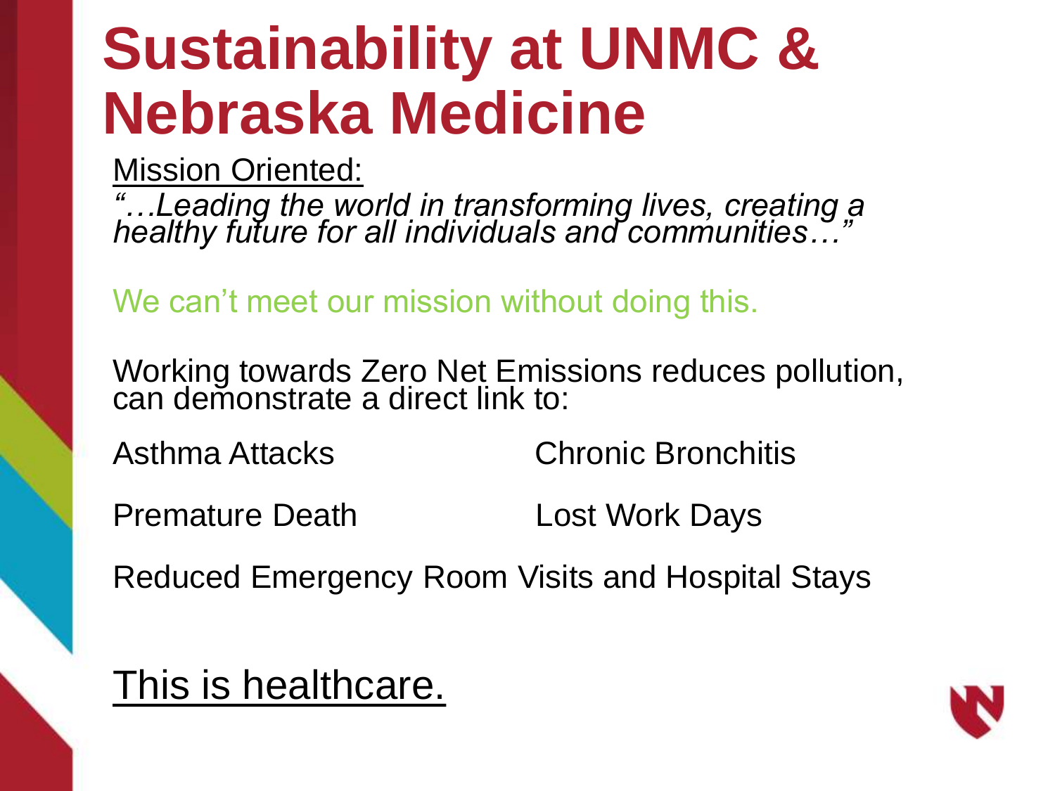# Sustainability at UNMC & Nebraska Medicine

<u>Mission Oriented:</u>

*"…Leading the world in transforming lives, creating a healthy future for all individuals and communities…"*

We can't meet our mission without doing this.

Working towards Zero Net Emissions reduces pollution, can demonstrate a direct link to:

Asthma Attacks

Chronic Bronchitis

Premature Death

Lost Work Days

Reduced Emergency Room Visits and Hospital Stays

<u>This is healthcare.</u>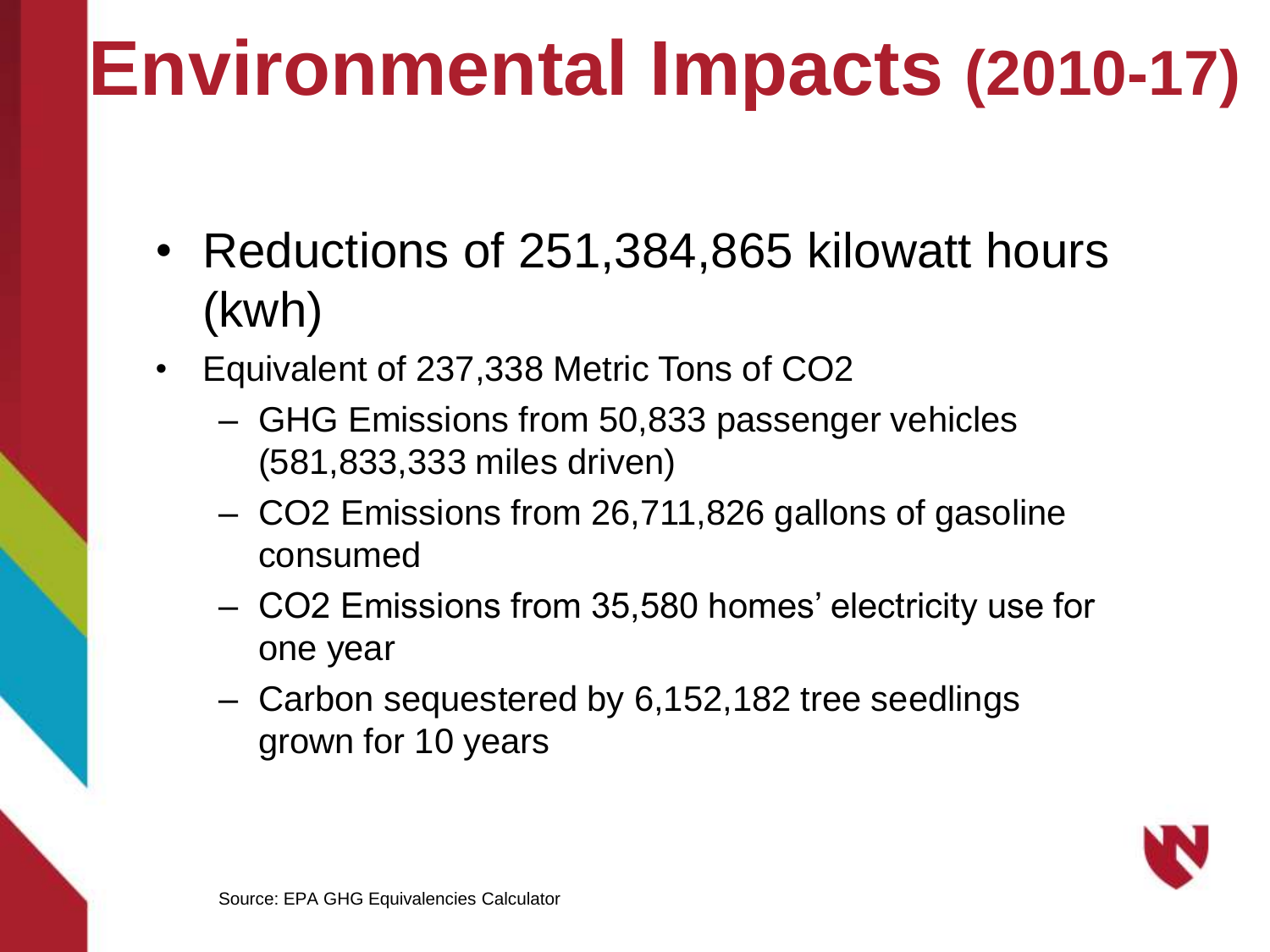# Environmental Impacts (2010-17)

- Reductions of 251,384,865 kilowatt hours (kwh)
- Equivalent of 237,338 Metric Tons of $CO_2$
  - GHG Emissions from 50,833 passenger vehicles (581,833,333 miles driven)
  - $CO_2$ Emissions from 26,711,826 gallons of gasoline consumed
  - $CO_2$ Emissions from 35,580 homes' electricity use for one year
  - Carbon sequestered by 6,152,182 tree seedlings grown for 10 years

Source: EPA GHG Equivalencies Calculator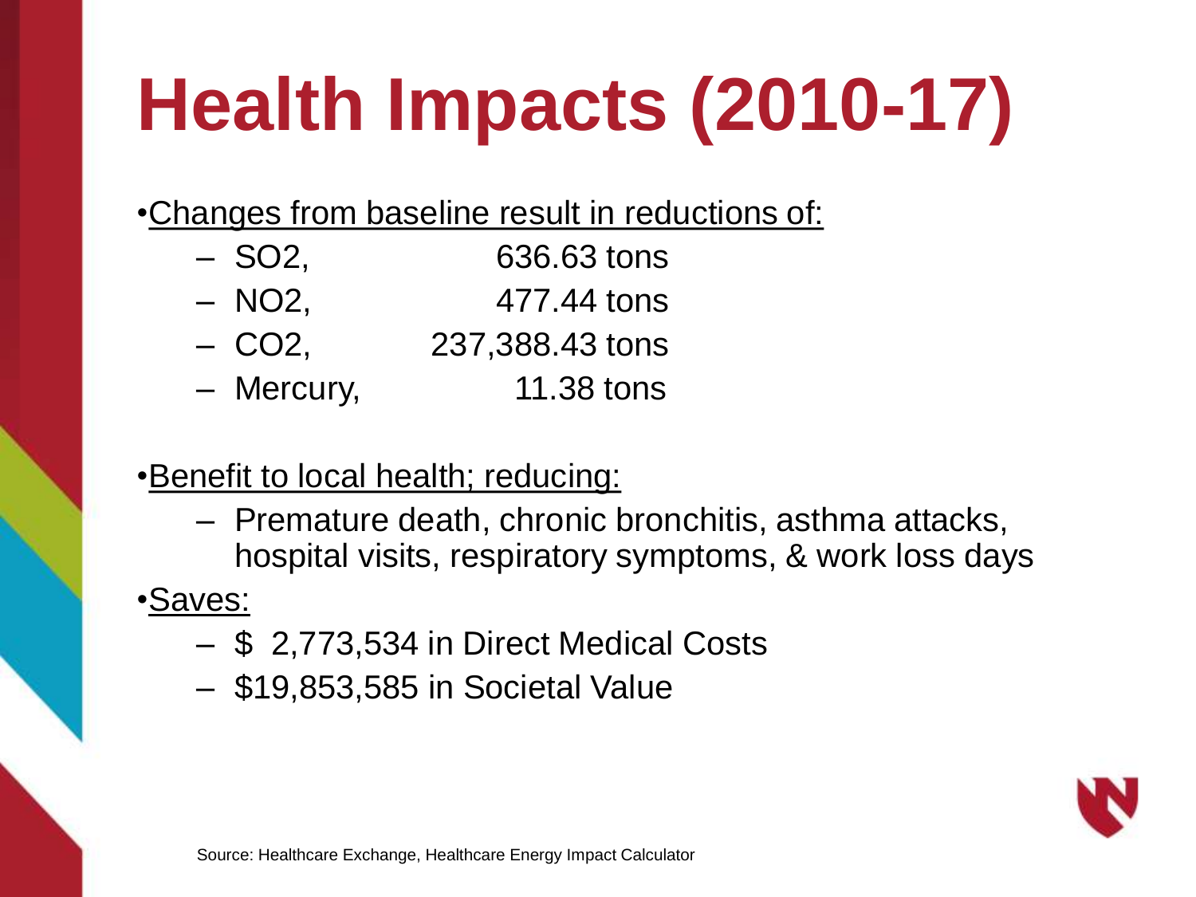# Health Impacts (2010-17)

- <u>Changes from baseline result in reductions of:</u>
  - $SO_2$, 636.63 tons
  - $NO_2$, 477.44 tons
  - $CO_2$, 237,388.43 tons
  - Mercury, 11.38 tons

- <u>Benefit to local health; reducing:</u>
  - Premature death, chronic bronchitis, asthma attacks, hospital visits, respiratory symptoms, & work loss days

- <u>Saves:</u>
  - $ 2,773,534 in Direct Medical Costs
  - $19,853,585 in Societal Value

Source: Healthcare Exchange, Healthcare Energy Impact Calculator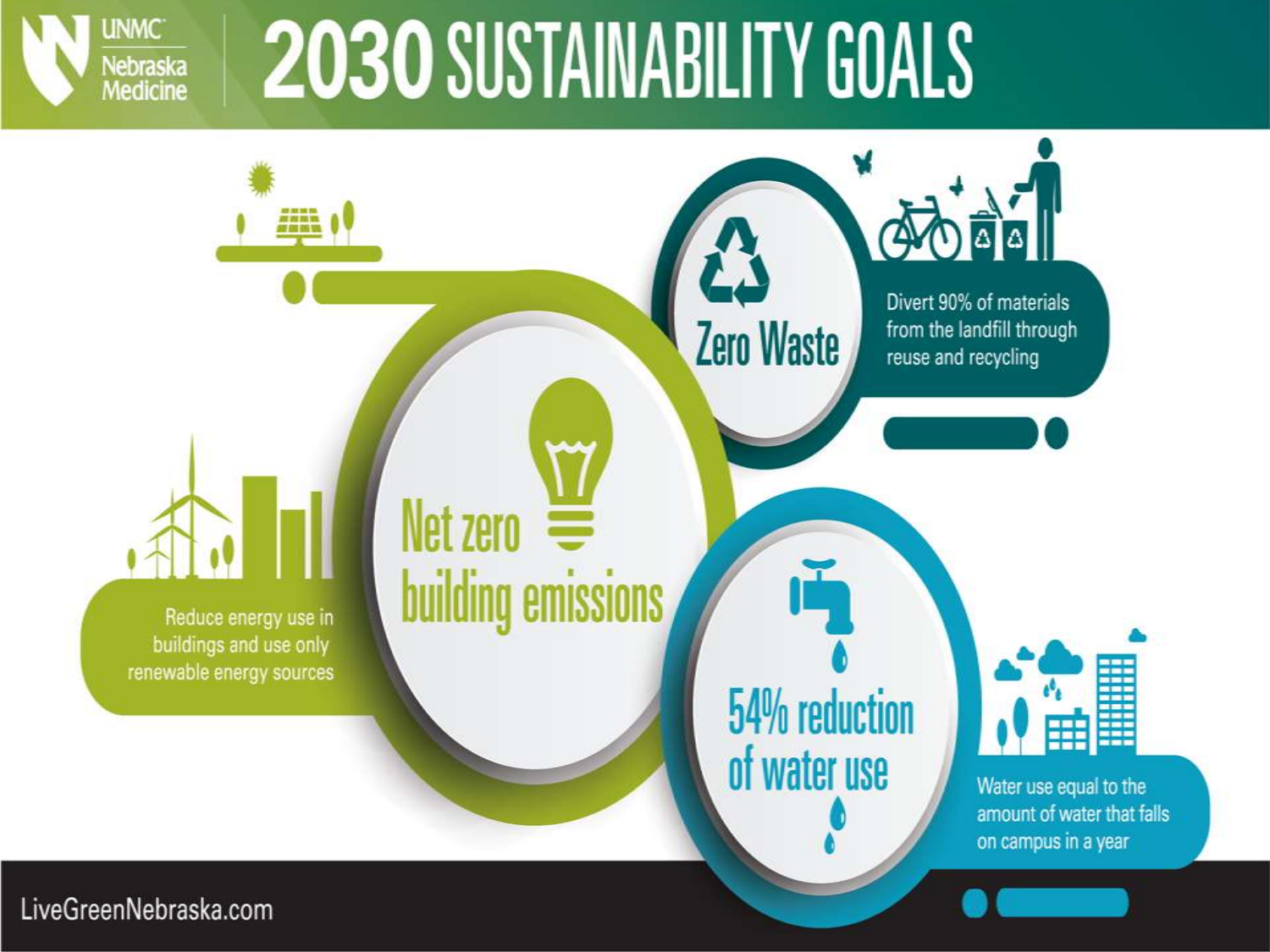# 2030 SUSTAINABILITY GOALS

UNMC Nebraska Medicine

## Net zero building emissions

Reduce energy use in buildings and use only renewable energy sources

## Zero Waste

Divert 90% of materials from the landfill through reuse and recycling

## 54% reduction of water use

Water use equal to the amount of water that falls on campus in a year

LiveGreenNebraska.com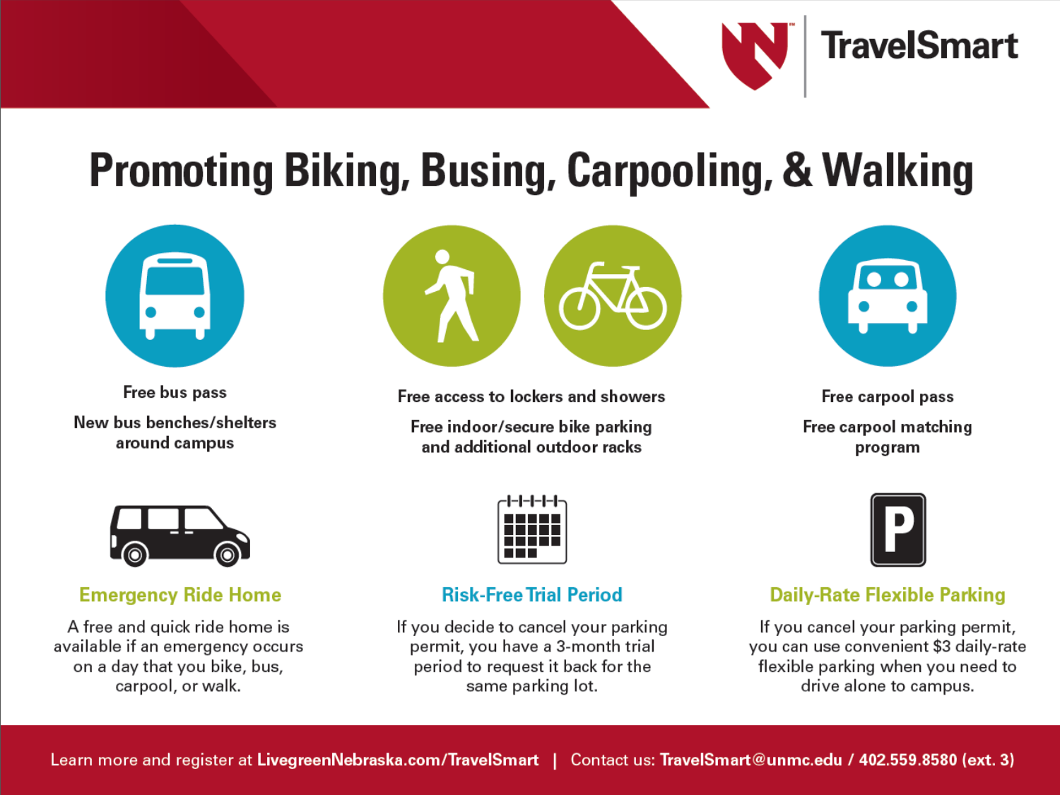TravelSmart

# Promoting Biking, Busing, Carpooling, & Walking

Free bus pass

New bus benches/shelters around campus

Free access to lockers and showers

Free indoor/secure bike parking and additional outdoor racks

Free carpool pass

Free carpool matching program

### Emergency Ride Home

A free and quick ride home is available if an emergency occurs on a day that you bike, bus, carpool, or walk.

### Risk-Free Trial Period

If you decide to cancel your parking permit, you have a 3-month trial period to request it back for the same parking lot.

### Daily-Rate Flexible Parking

If you cancel your parking permit, you can use convenient $3 daily-rate flexible parking when you need to drive alone to campus.

Learn more and register at **LivegreenNebraska.com/TravelSmart** | Contact us: **TravelSmart@unmc.edu / 402.559.8580 (ext. 3)**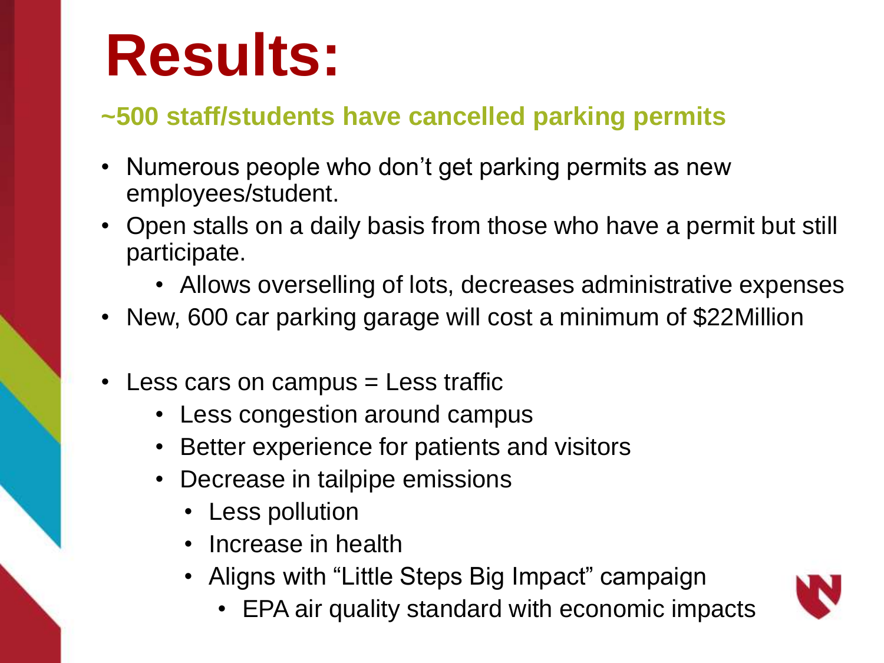# Results:

**~500 staff/students have cancelled parking permits**

- Numerous people who don't get parking permits as new employees/student.
- Open stalls on a daily basis from those who have a permit but still participate.
  - Allows overselling of lots, decreases administrative expenses
- New, 600 car parking garage will cost a minimum of $22Million
- Less cars on campus = Less traffic
  - Less congestion around campus
  - Better experience for patients and visitors
  - Decrease in tailpipe emissions
    - Less pollution
    - Increase in health
    - Aligns with "Little Steps Big Impact" campaign
      - EPA air quality standard with economic impacts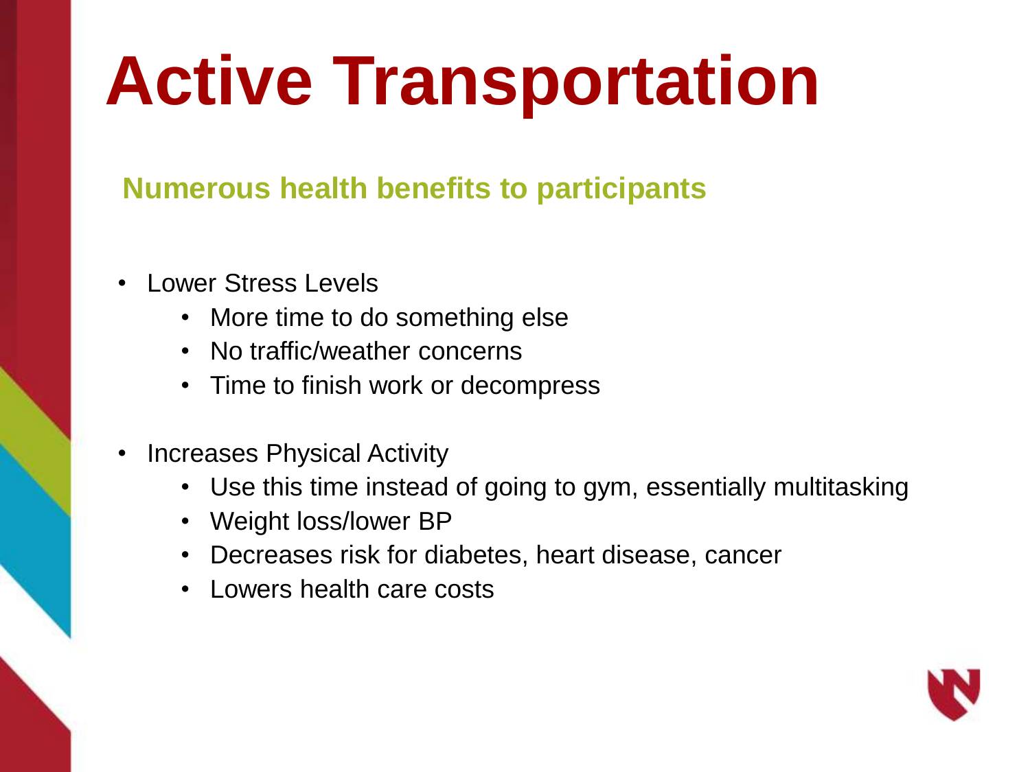# Active Transportation

## Numerous health benefits to participants

- Lower Stress Levels
  - More time to do something else
  - No traffic/weather concerns
  - Time to finish work or decompress
- Increases Physical Activity
  - Use this time instead of going to gym, essentially multitasking
  - Weight loss/lower BP
  - Decreases risk for diabetes, heart disease, cancer
  - Lowers health care costs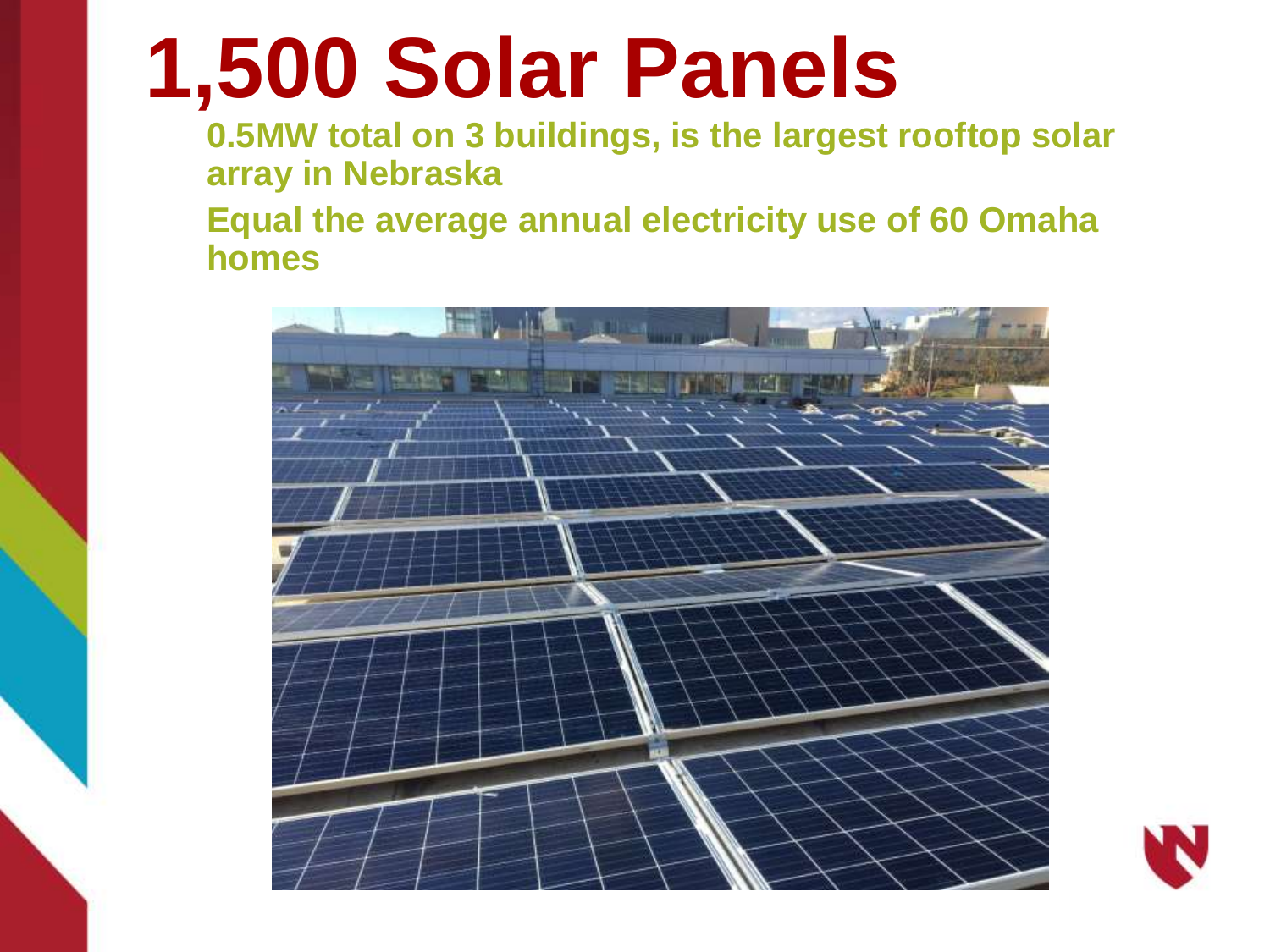# 1,500 Solar Panels

- **0.5MW total on 3 buildings, is the largest rooftop solar array in Nebraska**
- **Equal the average annual electricity use of 60 Omaha homes**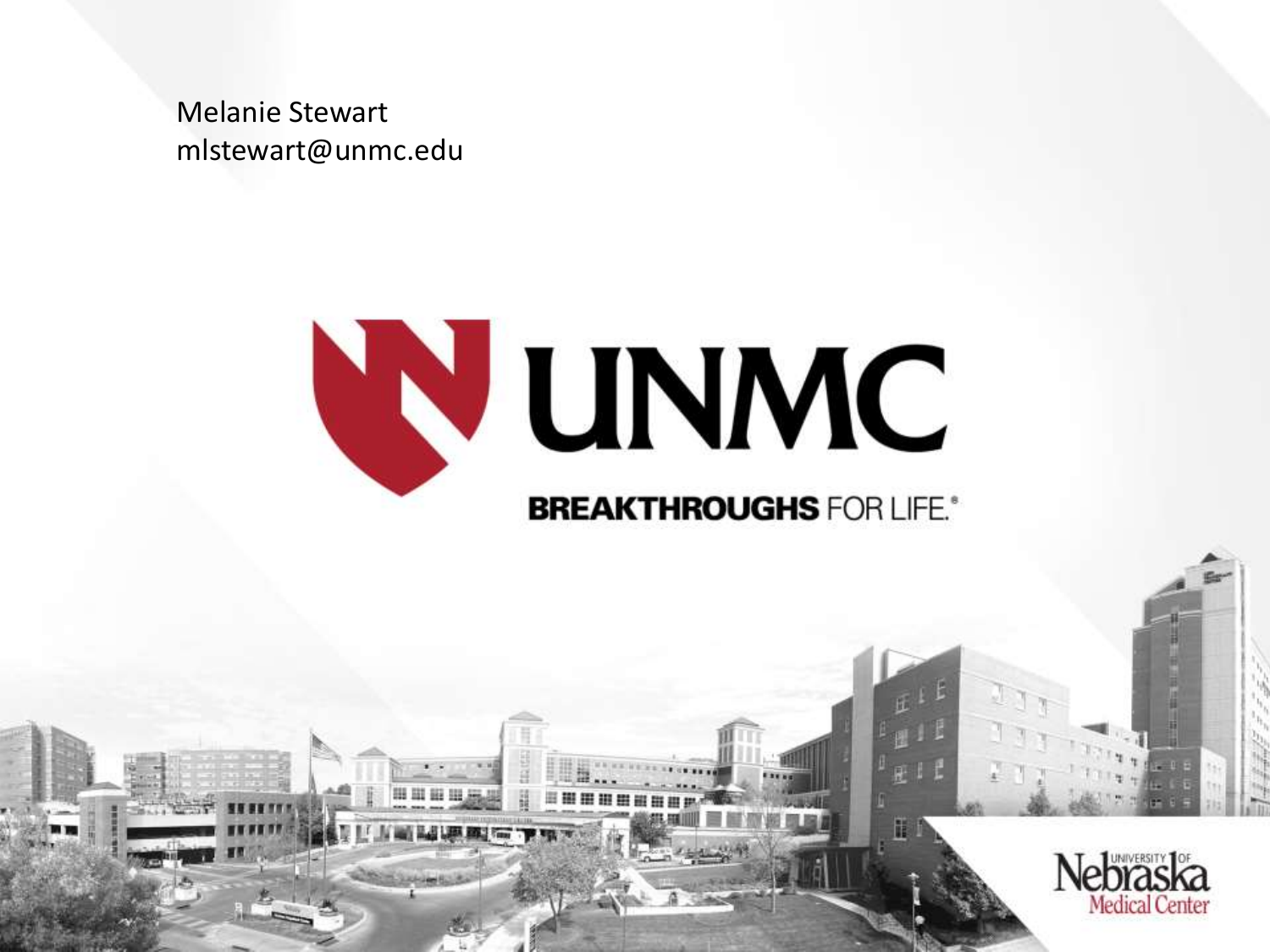Melanie Stewart
mlstewart@unmc.edu

UNMC

BREAKTHROUGHS FOR LIFE.®

University of Nebraska Medical Center